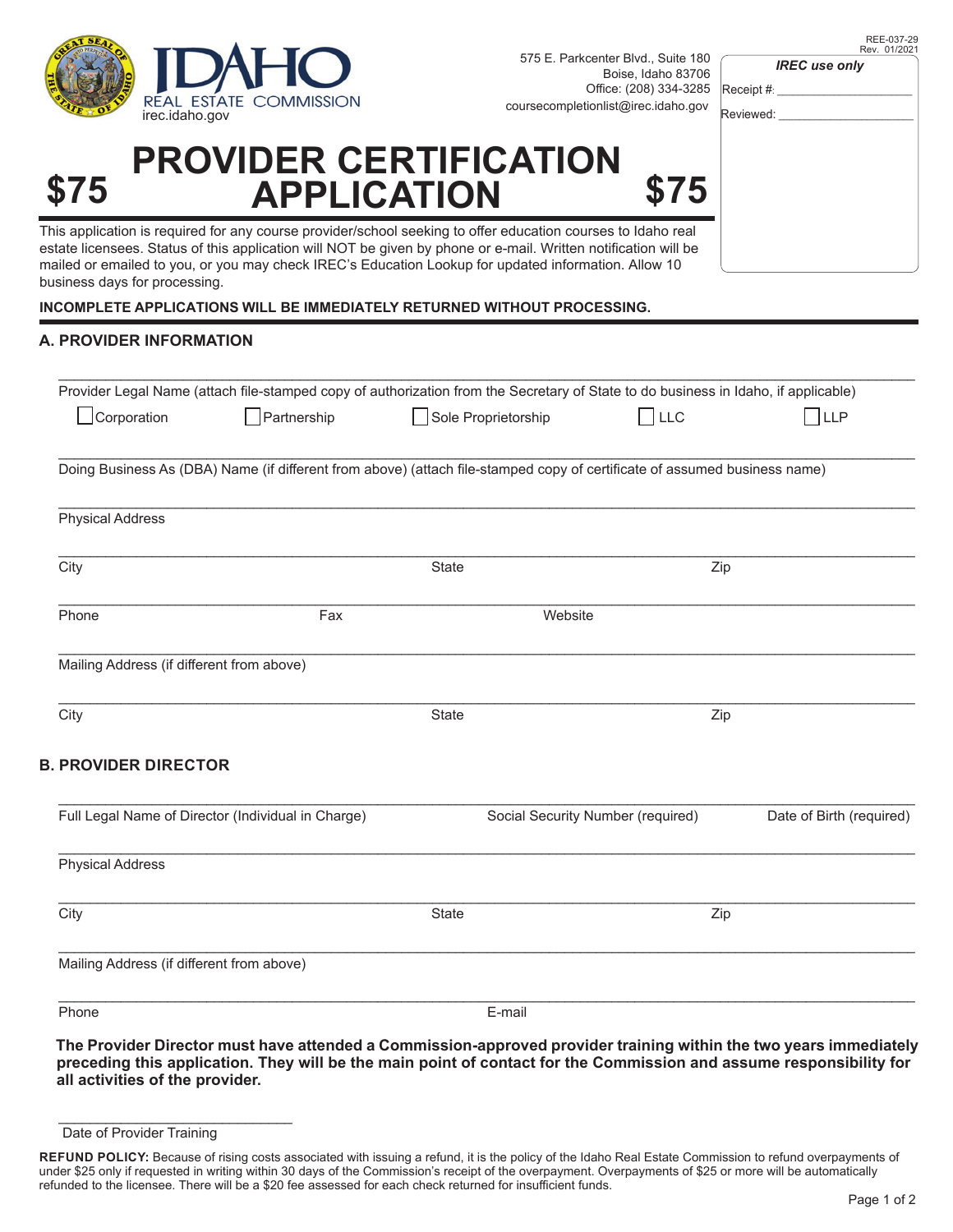REE-037-29
Rev. 01/2021

IDAHO REAL ESTATE COMMISSION
irec.idaho.gov

575 E. Parkcenter Blvd., Suite 180
Boise, Idaho 83706
Office: (208) 334-3285
coursecompletionlist@irec.idaho.gov

***IREC use only***

Receipt #: ____________________

Reviewed: ____________________

# $75 PROVIDER CERTIFICATION APPLICATION $75

This application is required for any course provider/school seeking to offer education courses to Idaho real estate licensees. Status of this application will NOT be given by phone or e-mail. Written notification will be mailed or emailed to you, or you may check IREC's Education Lookup for updated information. Allow 10 business days for processing.

**INCOMPLETE APPLICATIONS WILL BE IMMEDIATELY RETURNED WITHOUT PROCESSING.**

## A. PROVIDER INFORMATION

______________________________________________________________________
Provider Legal Name (attach file-stamped copy of authorization from the Secretary of State to do business in Idaho, if applicable)

☐ Corporation ☐ Partnership ☐ Sole Proprietorship ☐ LLC ☐ LLP

______________________________________________________________________
Doing Business As (DBA) Name (if different from above) (attach file-stamped copy of certificate of assumed business name)

______________________________________________________________________
Physical Address

______________________________________________________________________
City State Zip

______________________________________________________________________
Phone Fax Website

______________________________________________________________________
Mailing Address (if different from above)

______________________________________________________________________
City State Zip

## B. PROVIDER DIRECTOR

______________________________________________________________________
Full Legal Name of Director (Individual in Charge) Social Security Number (required) Date of Birth (required)

______________________________________________________________________
Physical Address

______________________________________________________________________
City State Zip

______________________________________________________________________
Mailing Address (if different from above)

______________________________________________________________________
Phone E-mail

**The Provider Director must have attended a Commission-approved provider training within the two years immediately preceding this application. They will be the main point of contact for the Commission and assume responsibility for all activities of the provider.**

______________________________
Date of Provider Training

**REFUND POLICY:** Because of rising costs associated with issuing a refund, it is the policy of the Idaho Real Estate Commission to refund overpayments of under $25 only if requested in writing within 30 days of the Commission's receipt of the overpayment. Overpayments of $25 or more will be automatically refunded to the licensee. There will be a $20 fee assessed for each check returned for insufficient funds.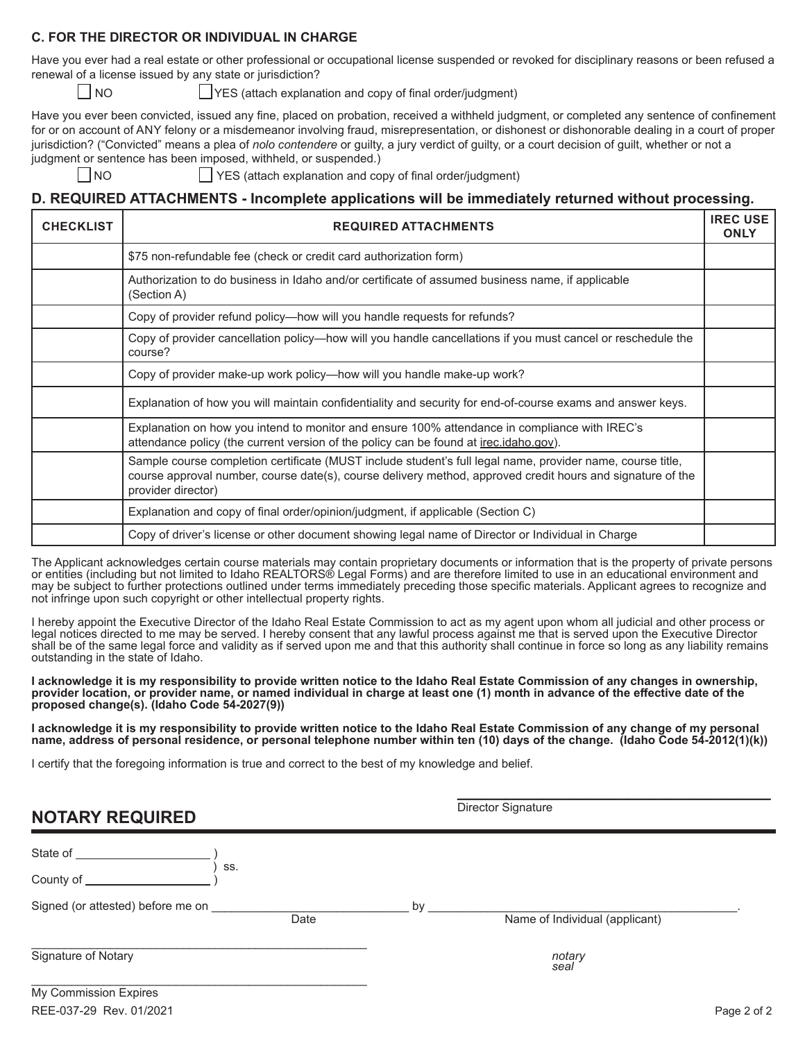### C. FOR THE DIRECTOR OR INDIVIDUAL IN CHARGE

Have you ever had a real estate or other professional or occupational license suspended or revoked for disciplinary reasons or been refused a renewal of a license issued by any state or jurisdiction?

☐ NO ☐ YES (attach explanation and copy of final order/judgment)

Have you ever been convicted, issued any fine, placed on probation, received a withheld judgment, or completed any sentence of confinement for or on account of ANY felony or a misdemeanor involving fraud, misrepresentation, or dishonest or dishonorable dealing in a court of proper jurisdiction? ("Convicted" means a plea of *nolo contendere* or guilty, a jury verdict of guilty, or a court decision of guilt, whether or not a judgment or sentence has been imposed, withheld, or suspended.)

☐ NO ☐ YES (attach explanation and copy of final order/judgment)

### D. REQUIRED ATTACHMENTS - Incomplete applications will be immediately returned without processing.

| CHECKLIST | REQUIRED ATTACHMENTS | IREC USE ONLY |
|---|---|---|
| | $75 non-refundable fee (check or credit card authorization form) | |
| | Authorization to do business in Idaho and/or certificate of assumed business name, if applicable (Section A) | |
| | Copy of provider refund policy—how will you handle requests for refunds? | |
| | Copy of provider cancellation policy—how will you handle cancellations if you must cancel or reschedule the course? | |
| | Copy of provider make-up work policy—how will you handle make-up work? | |
| | Explanation of how you will maintain confidentiality and security for end-of-course exams and answer keys. | |
| | Explanation on how you intend to monitor and ensure 100% attendance in compliance with IREC's attendance policy (the current version of the policy can be found at irec.idaho.gov). | |
| | Sample course completion certificate (MUST include student's full legal name, provider name, course title, course approval number, course date(s), course delivery method, approved credit hours and signature of the provider director) | |
| | Explanation and copy of final order/opinion/judgment, if applicable (Section C) | |
| | Copy of driver's license or other document showing legal name of Director or Individual in Charge | |

The Applicant acknowledges certain course materials may contain proprietary documents or information that is the property of private persons or entities (including but not limited to Idaho REALTORS® Legal Forms) and are therefore limited to use in an educational environment and may be subject to further protections outlined under terms immediately preceding those specific materials. Applicant agrees to recognize and not infringe upon such copyright or other intellectual property rights.

I hereby appoint the Executive Director of the Idaho Real Estate Commission to act as my agent upon whom all judicial and other process or legal notices directed to me may be served. I hereby consent that any lawful process against me that is served upon the Executive Director shall be of the same legal force and validity as if served upon me and that this authority shall continue in force so long as any liability remains outstanding in the state of Idaho.

**I acknowledge it is my responsibility to provide written notice to the Idaho Real Estate Commission of any changes in ownership, provider location, or provider name, or named individual in charge at least one (1) month in advance of the effective date of the proposed change(s). (Idaho Code 54-2027(9))**

**I acknowledge it is my responsibility to provide written notice to the Idaho Real Estate Commission of any change of my personal name, address of personal residence, or personal telephone number within ten (10) days of the change. (Idaho Code 54-2012(1)(k))**

I certify that the foregoing information is true and correct to the best of my knowledge and belief.

______________________________
Director Signature

## NOTARY REQUIRED

State of ____________ )
 ) ss.
County of ____________ )

Signed (or attested) before me on ______________ by ______________________.
 Date Name of Individual (applicant)

______________________________
Signature of Notary

*notary seal*

______________________________
My Commission Expires

REE-037-29 Rev. 01/2021